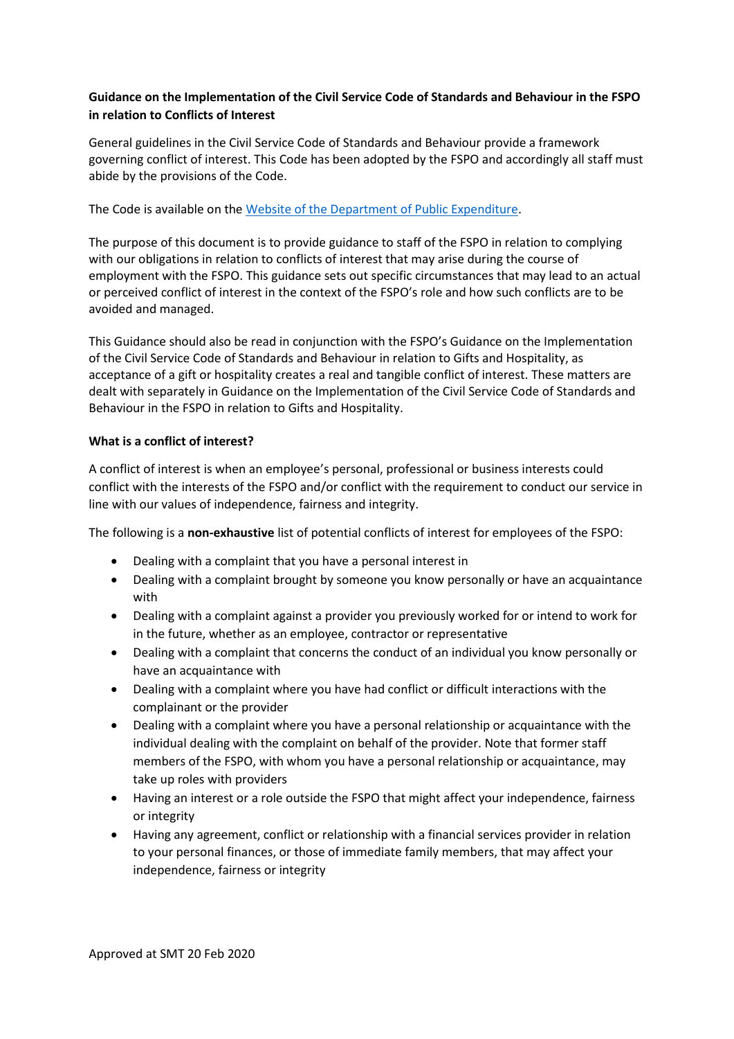**Guidance on the Implementation of the Civil Service Code of Standards and Behaviour in the FSPO in relation to Conflicts of Interest**

General guidelines in the Civil Service Code of Standards and Behaviour provide a framework governing conflict of interest. This Code has been adopted by the FSPO and accordingly all staff must abide by the provisions of the Code.

The Code is available on the [Website of the Department of Public Expenditure](#).

The purpose of this document is to provide guidance to staff of the FSPO in relation to complying with our obligations in relation to conflicts of interest that may arise during the course of employment with the FSPO. This guidance sets out specific circumstances that may lead to an actual or perceived conflict of interest in the context of the FSPO's role and how such conflicts are to be avoided and managed.

This Guidance should also be read in conjunction with the FSPO's Guidance on the Implementation of the Civil Service Code of Standards and Behaviour in relation to Gifts and Hospitality, as acceptance of a gift or hospitality creates a real and tangible conflict of interest. These matters are dealt with separately in Guidance on the Implementation of the Civil Service Code of Standards and Behaviour in the FSPO in relation to Gifts and Hospitality.

**What is a conflict of interest?**

A conflict of interest is when an employee's personal, professional or business interests could conflict with the interests of the FSPO and/or conflict with the requirement to conduct our service in line with our values of independence, fairness and integrity.

The following is a **non-exhaustive** list of potential conflicts of interest for employees of the FSPO:

- Dealing with a complaint that you have a personal interest in
- Dealing with a complaint brought by someone you know personally or have an acquaintance with
- Dealing with a complaint against a provider you previously worked for or intend to work for in the future, whether as an employee, contractor or representative
- Dealing with a complaint that concerns the conduct of an individual you know personally or have an acquaintance with
- Dealing with a complaint where you have had conflict or difficult interactions with the complainant or the provider
- Dealing with a complaint where you have a personal relationship or acquaintance with the individual dealing with the complaint on behalf of the provider. Note that former staff members of the FSPO, with whom you have a personal relationship or acquaintance, may take up roles with providers
- Having an interest or a role outside the FSPO that might affect your independence, fairness or integrity
- Having any agreement, conflict or relationship with a financial services provider in relation to your personal finances, or those of immediate family members, that may affect your independence, fairness or integrity

Approved at SMT 20 Feb 2020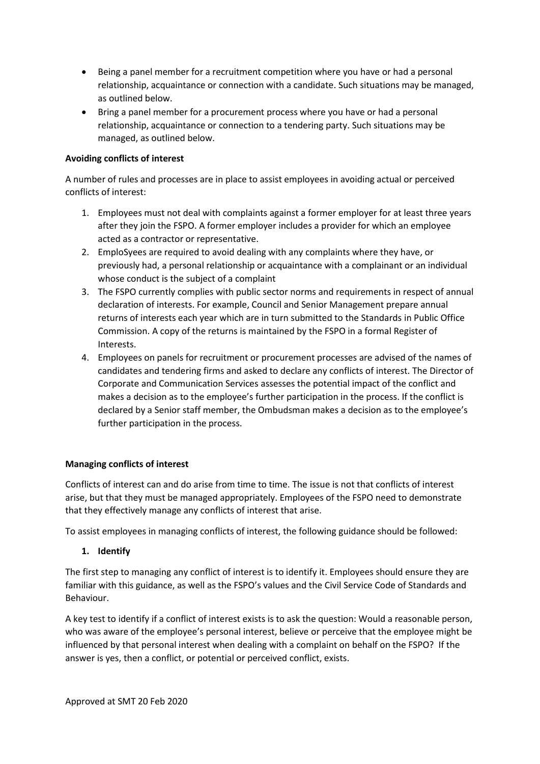- Being a panel member for a recruitment competition where you have or had a personal relationship, acquaintance or connection with a candidate. Such situations may be managed, as outlined below.
- Bring a panel member for a procurement process where you have or had a personal relationship, acquaintance or connection to a tendering party. Such situations may be managed, as outlined below.

**Avoiding conflicts of interest**

A number of rules and processes are in place to assist employees in avoiding actual or perceived conflicts of interest:

1. Employees must not deal with complaints against a former employer for at least three years after they join the FSPO. A former employer includes a provider for which an employee acted as a contractor or representative.
2. EmploSyees are required to avoid dealing with any complaints where they have, or previously had, a personal relationship or acquaintance with a complainant or an individual whose conduct is the subject of a complaint
3. The FSPO currently complies with public sector norms and requirements in respect of annual declaration of interests. For example, Council and Senior Management prepare annual returns of interests each year which are in turn submitted to the Standards in Public Office Commission. A copy of the returns is maintained by the FSPO in a formal Register of Interests.
4. Employees on panels for recruitment or procurement processes are advised of the names of candidates and tendering firms and asked to declare any conflicts of interest. The Director of Corporate and Communication Services assesses the potential impact of the conflict and makes a decision as to the employee's further participation in the process. If the conflict is declared by a Senior staff member, the Ombudsman makes a decision as to the employee's further participation in the process.

**Managing conflicts of interest**

Conflicts of interest can and do arise from time to time. The issue is not that conflicts of interest arise, but that they must be managed appropriately. Employees of the FSPO need to demonstrate that they effectively manage any conflicts of interest that arise.

To assist employees in managing conflicts of interest, the following guidance should be followed:

1. **Identify**

The first step to managing any conflict of interest is to identify it. Employees should ensure they are familiar with this guidance, as well as the FSPO's values and the Civil Service Code of Standards and Behaviour.

A key test to identify if a conflict of interest exists is to ask the question: Would a reasonable person, who was aware of the employee's personal interest, believe or perceive that the employee might be influenced by that personal interest when dealing with a complaint on behalf on the FSPO? If the answer is yes, then a conflict, or potential or perceived conflict, exists.

Approved at SMT 20 Feb 2020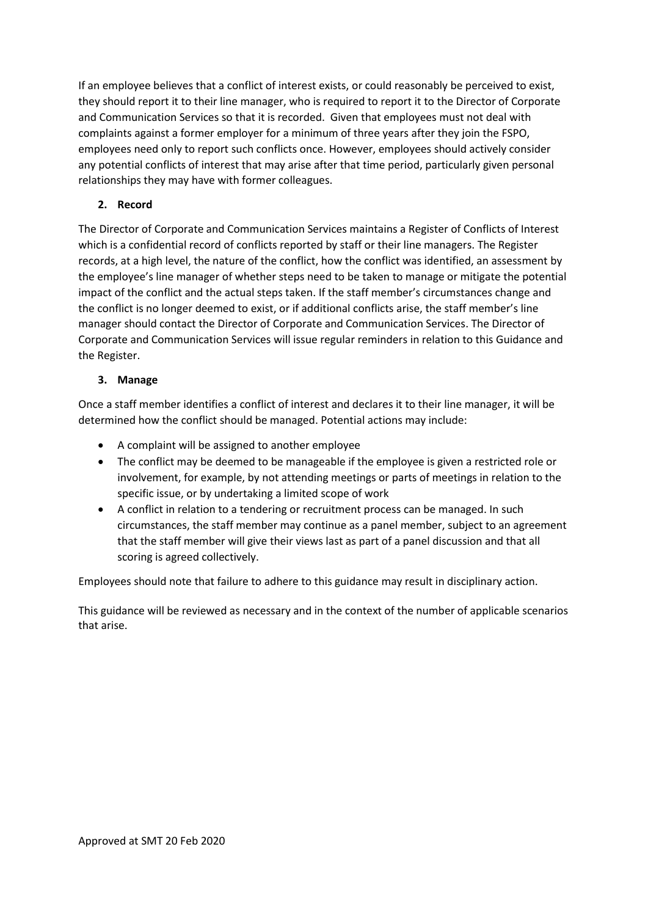If an employee believes that a conflict of interest exists, or could reasonably be perceived to exist, they should report it to their line manager, who is required to report it to the Director of Corporate and Communication Services so that it is recorded. Given that employees must not deal with complaints against a former employer for a minimum of three years after they join the FSPO, employees need only to report such conflicts once. However, employees should actively consider any potential conflicts of interest that may arise after that time period, particularly given personal relationships they may have with former colleagues.

**2. Record**

The Director of Corporate and Communication Services maintains a Register of Conflicts of Interest which is a confidential record of conflicts reported by staff or their line managers. The Register records, at a high level, the nature of the conflict, how the conflict was identified, an assessment by the employee's line manager of whether steps need to be taken to manage or mitigate the potential impact of the conflict and the actual steps taken. If the staff member's circumstances change and the conflict is no longer deemed to exist, or if additional conflicts arise, the staff member's line manager should contact the Director of Corporate and Communication Services. The Director of Corporate and Communication Services will issue regular reminders in relation to this Guidance and the Register.

**3. Manage**

Once a staff member identifies a conflict of interest and declares it to their line manager, it will be determined how the conflict should be managed. Potential actions may include:

- A complaint will be assigned to another employee
- The conflict may be deemed to be manageable if the employee is given a restricted role or involvement, for example, by not attending meetings or parts of meetings in relation to the specific issue, or by undertaking a limited scope of work
- A conflict in relation to a tendering or recruitment process can be managed. In such circumstances, the staff member may continue as a panel member, subject to an agreement that the staff member will give their views last as part of a panel discussion and that all scoring is agreed collectively.

Employees should note that failure to adhere to this guidance may result in disciplinary action.

This guidance will be reviewed as necessary and in the context of the number of applicable scenarios that arise.

Approved at SMT 20 Feb 2020